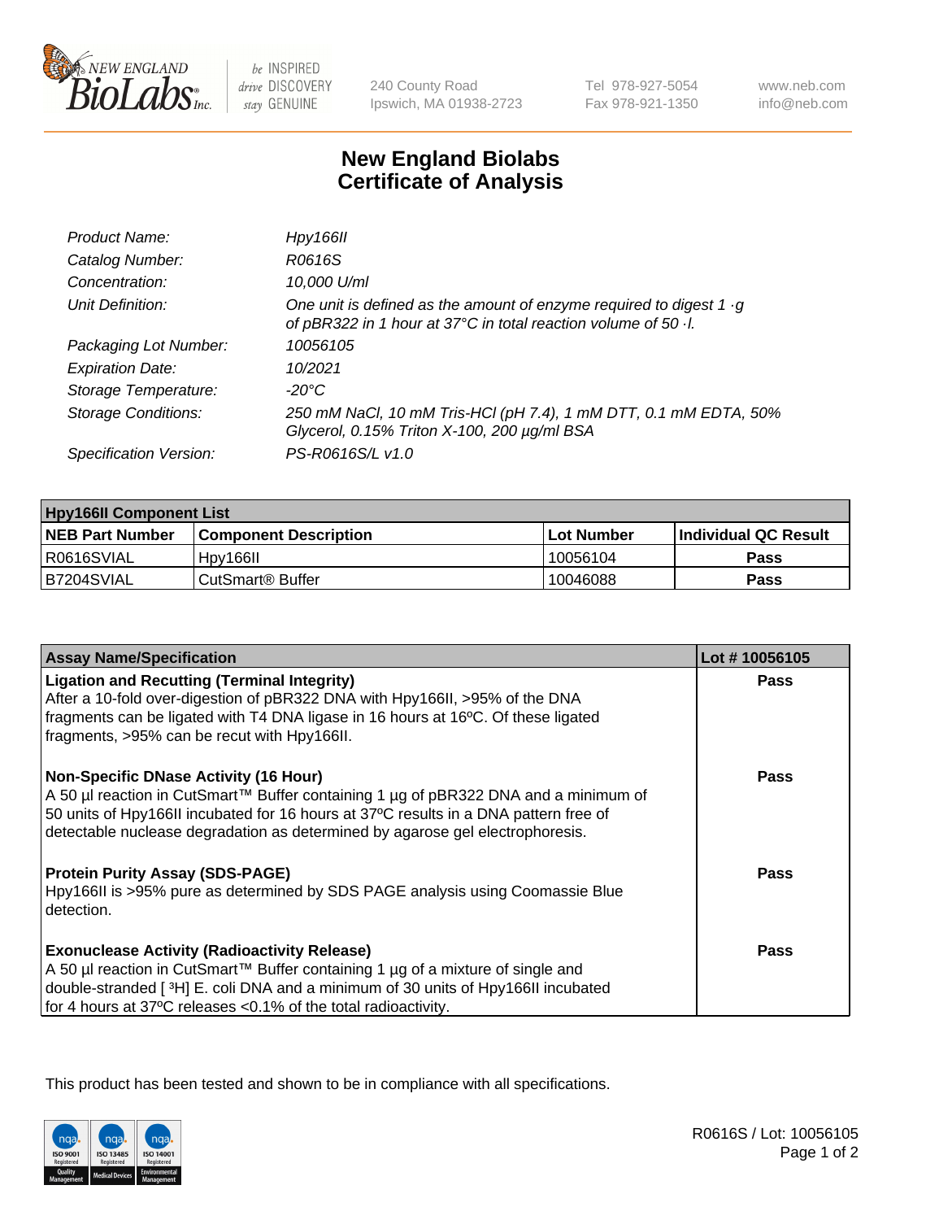New England Biolabs — be INSPIRED drive DISCOVERY stay GENUINE

240 County Road
Ipswich, MA 01938-2723

Tel 978-927-5054
Fax 978-921-1350

www.neb.com
info@neb.com

# New England Biolabs
# Certificate of Analysis

| | |
|---|---|
| *Product Name:* | *Hpy166II* |
| *Catalog Number:* | *R0616S* |
| *Concentration:* | *10,000 U/ml* |
| *Unit Definition:* | *One unit is defined as the amount of enzyme required to digest 1 ·g of pBR322 in 1 hour at 37°C in total reaction volume of 50 ·l.* |
| *Packaging Lot Number:* | *10056105* |
| *Expiration Date:* | *10/2021* |
| *Storage Temperature:* | *-20°C* |
| *Storage Conditions:* | *250 mM NaCl, 10 mM Tris-HCl (pH 7.4), 1 mM DTT, 0.1 mM EDTA, 50% Glycerol, 0.15% Triton X-100, 200 µg/ml BSA* |
| *Specification Version:* | *PS-R0616S/L v1.0* |

| Hpy166II Component List | | | |
|---|---|---|---|
| **NEB Part Number** | **Component Description** | **Lot Number** | **Individual QC Result** |
| R0616SVIAL | Hpy166II | 10056104 | **Pass** |
| B7204SVIAL | CutSmart® Buffer | 10046088 | **Pass** |

| Assay Name/Specification | Lot # 10056105 |
|---|---|
| **Ligation and Recutting (Terminal Integrity)** After a 10-fold over-digestion of pBR322 DNA with Hpy166II, >95% of the DNA fragments can be ligated with T4 DNA ligase in 16 hours at 16ºC. Of these ligated fragments, >95% can be recut with Hpy166II. | **Pass** |
| **Non-Specific DNase Activity (16 Hour)** A 50 µl reaction in CutSmart™ Buffer containing 1 µg of pBR322 DNA and a minimum of 50 units of Hpy166II incubated for 16 hours at 37ºC results in a DNA pattern free of detectable nuclease degradation as determined by agarose gel electrophoresis. | **Pass** |
| **Protein Purity Assay (SDS-PAGE)** Hpy166II is >95% pure as determined by SDS PAGE analysis using Coomassie Blue detection. | **Pass** |
| **Exonuclease Activity (Radioactivity Release)** A 50 µl reaction in CutSmart™ Buffer containing 1 µg of a mixture of single and double-stranded [ $^{3}$H] E. coli DNA and a minimum of 30 units of Hpy166II incubated for 4 hours at 37ºC releases <0.1% of the total radioactivity. | **Pass** |

This product has been tested and shown to be in compliance with all specifications.

R0616S / Lot: 10056105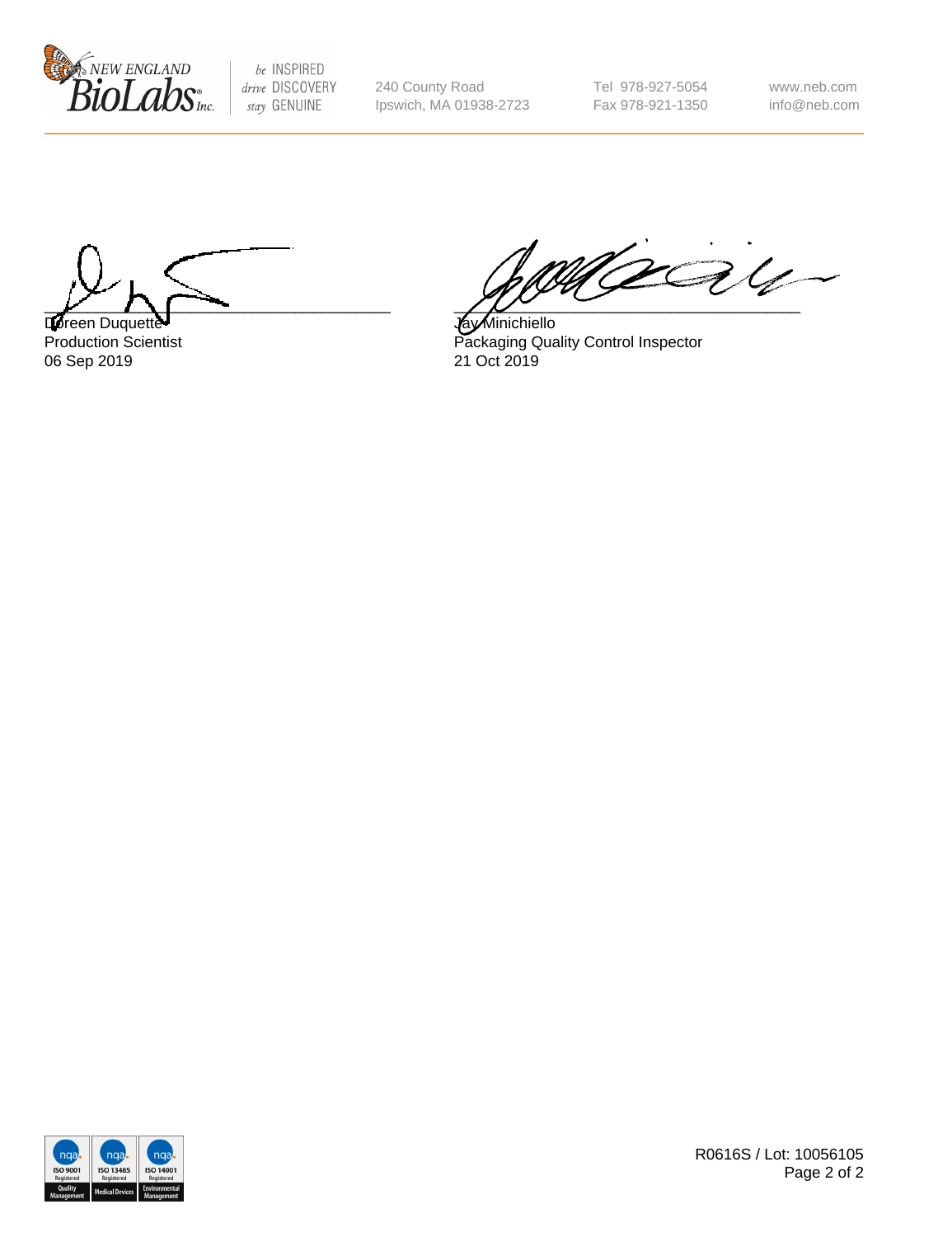NEW ENGLAND BioLabs Inc.

be INSPIRED
drive DISCOVERY
stay GENUINE

240 County Road
Ipswich, MA 01938-2723

Tel 978-927-5054
Fax 978-921-1350

www.neb.com
info@neb.com

______________________________________
Doreen Duquette
Production Scientist
06 Sep 2019

______________________________________
Jay Minichiello
Packaging Quality Control Inspector
21 Oct 2019

nqa. ISO 9001 Registered Quality Management
nqa. ISO 13485 Registered Medical Devices
nqa. ISO 14001 Registered Environmental Management

R0616S / Lot: 10056105